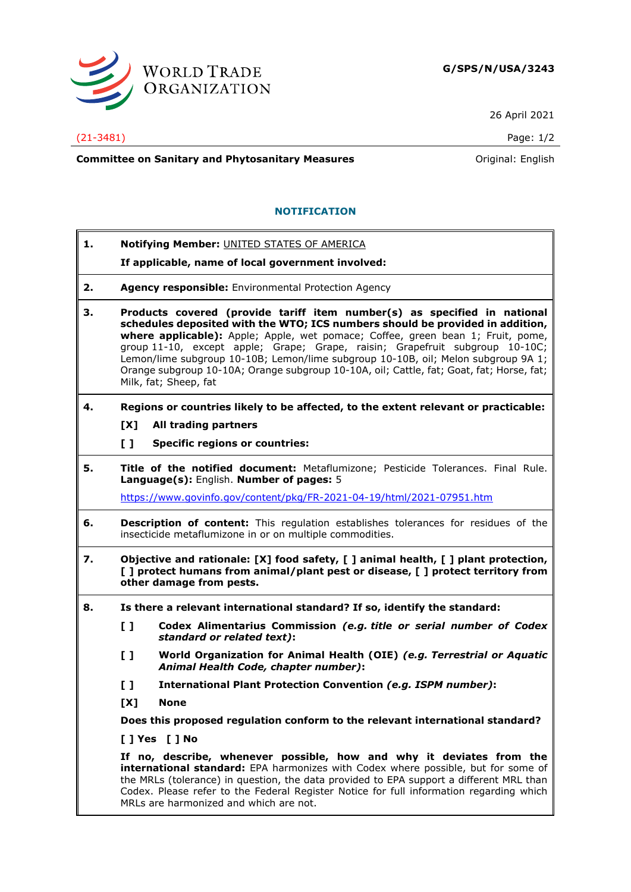WORLD TRADE ORGANIZATION

**G/SPS/N/USA/3243**

26 April 2021

(21-3481)

**Committee on Sanitary and Phytosanitary Measures**

Original: English

## NOTIFICATION

**1. Notifying Member:** UNITED STATES OF AMERICA

**If applicable, name of local government involved:**

**2. Agency responsible:** Environmental Protection Agency

**3. Products covered (provide tariff item number(s) as specified in national schedules deposited with the WTO; ICS numbers should be provided in addition, where applicable):** Apple; Apple, wet pomace; Coffee, green bean 1; Fruit, pome, group 11-10, except apple; Grape; Grape, raisin; Grapefruit subgroup 10-10C; Lemon/lime subgroup 10-10B; Lemon/lime subgroup 10-10B, oil; Melon subgroup 9A 1; Orange subgroup 10-10A; Orange subgroup 10-10A, oil; Cattle, fat; Goat, fat; Horse, fat; Milk, fat; Sheep, fat

**4. Regions or countries likely to be affected, to the extent relevant or practicable:**

**[X] All trading partners**

**[ ] Specific regions or countries:**

**5. Title of the notified document:** Metaflumizone; Pesticide Tolerances. Final Rule. **Language(s):** English. **Number of pages:** 5

https://www.govinfo.gov/content/pkg/FR-2021-04-19/html/2021-07951.htm

**6. Description of content:** This regulation establishes tolerances for residues of the insecticide metaflumizone in or on multiple commodities.

**7. Objective and rationale: [X] food safety, [ ] animal health, [ ] plant protection, [ ] protect humans from animal/plant pest or disease, [ ] protect territory from other damage from pests.**

**8. Is there a relevant international standard? If so, identify the standard:**

**[ ] Codex Alimentarius Commission** ***(e.g. title or serial number of Codex standard or related text)*****:**

**[ ] World Organization for Animal Health (OIE)** ***(e.g. Terrestrial or Aquatic Animal Health Code, chapter number)*****:**

**[ ] International Plant Protection Convention** ***(e.g. ISPM number)*****:**

**[X] None**

**Does this proposed regulation conform to the relevant international standard?**

**[ ] Yes [ ] No**

**If no, describe, whenever possible, how and why it deviates from the international standard:** EPA harmonizes with Codex where possible, but for some of the MRLs (tolerance) in question, the data provided to EPA support a different MRL than Codex. Please refer to the Federal Register Notice for full information regarding which MRLs are harmonized and which are not.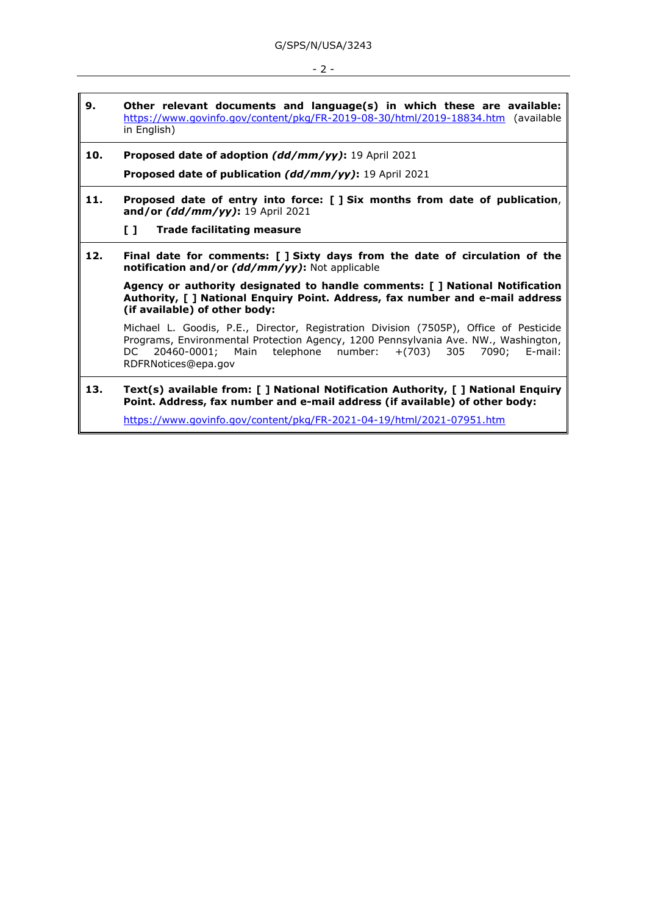**9. Other relevant documents and language(s) in which these are available:** https://www.govinfo.gov/content/pkg/FR-2019-08-30/html/2019-18834.htm (available in English)

**10. Proposed date of adoption *(dd/mm/yy)*:** 19 April 2021

**Proposed date of publication *(dd/mm/yy)*:** 19 April 2021

**11. Proposed date of entry into force: [ ] Six months from date of publication, and/or *(dd/mm/yy)*:** 19 April 2021

**[ ] Trade facilitating measure**

**12. Final date for comments: [ ] Sixty days from the date of circulation of the notification and/or *(dd/mm/yy)*:** Not applicable

**Agency or authority designated to handle comments: [ ] National Notification Authority, [ ] National Enquiry Point. Address, fax number and e-mail address (if available) of other body:**

Michael L. Goodis, P.E., Director, Registration Division (7505P), Office of Pesticide Programs, Environmental Protection Agency, 1200 Pennsylvania Ave. NW., Washington, DC 20460-0001; Main telephone number: +(703) 305 7090; E-mail: RDFRNotices@epa.gov

**13. Text(s) available from: [ ] National Notification Authority, [ ] National Enquiry Point. Address, fax number and e-mail address (if available) of other body:**

https://www.govinfo.gov/content/pkg/FR-2021-04-19/html/2021-07951.htm